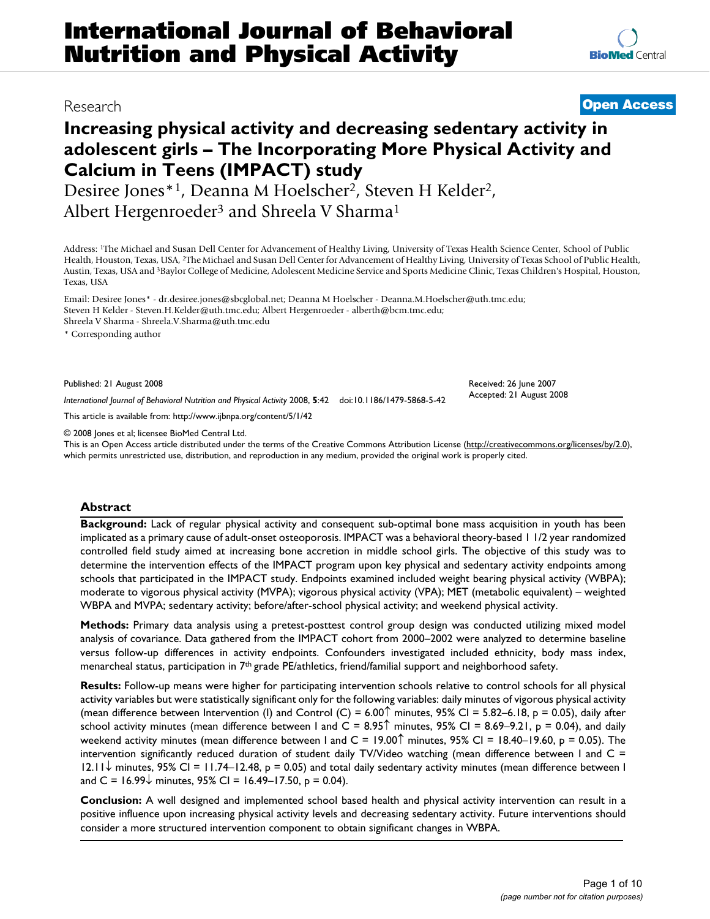# International Journal of Behavioral Nutrition and Physical Activity

Research

**Open Access**

## Increasing physical activity and decreasing sedentary activity in adolescent girls – The Incorporating More Physical Activity and Calcium in Teens (IMPACT) study

Desiree Jones*[1], Deanna M Hoelscher[2], Steven H Kelder[2], Albert Hergenroeder[3] and Shreela V Sharma[1]

Address: [1]The Michael and Susan Dell Center for Advancement of Healthy Living, University of Texas Health Science Center, School of Public Health, Houston, Texas, USA, [2]The Michael and Susan Dell Center for Advancement of Healthy Living, University of Texas School of Public Health, Austin, Texas, USA and [3]Baylor College of Medicine, Adolescent Medicine Service and Sports Medicine Clinic, Texas Children's Hospital, Houston, Texas, USA

Email: Desiree Jones* - dr.desiree.jones@sbcglobal.net; Deanna M Hoelscher - Deanna.M.Hoelscher@uth.tmc.edu; Steven H Kelder - Steven.H.Kelder@uth.tmc.edu; Albert Hergenroeder - alberth@bcm.tmc.edu; Shreela V Sharma - Shreela.V.Sharma@uth.tmc.edu

* Corresponding author

Published: 21 August 2008

*International Journal of Behavioral Nutrition and Physical Activity* 2008, **5**:42 doi:10.1186/1479-5868-5-42

Received: 26 June 2007
Accepted: 21 August 2008

This article is available from: http://www.ijbnpa.org/content/5/1/42

© 2008 Jones et al; licensee BioMed Central Ltd.
This is an Open Access article distributed under the terms of the Creative Commons Attribution License (http://creativecommons.org/licenses/by/2.0), which permits unrestricted use, distribution, and reproduction in any medium, provided the original work is properly cited.

### Abstract

**Background:** Lack of regular physical activity and consequent sub-optimal bone mass acquisition in youth has been implicated as a primary cause of adult-onset osteoporosis. IMPACT was a behavioral theory-based 1 1/2 year randomized controlled field study aimed at increasing bone accretion in middle school girls. The objective of this study was to determine the intervention effects of the IMPACT program upon key physical and sedentary activity endpoints among schools that participated in the IMPACT study. Endpoints examined included weight bearing physical activity (WBPA); moderate to vigorous physical activity (MVPA); vigorous physical activity (VPA); MET (metabolic equivalent) – weighted WBPA and MVPA; sedentary activity; before/after-school physical activity; and weekend physical activity.

**Methods:** Primary data analysis using a pretest-posttest control group design was conducted utilizing mixed model analysis of covariance. Data gathered from the IMPACT cohort from 2000–2002 were analyzed to determine baseline versus follow-up differences in activity endpoints. Confounders investigated included ethnicity, body mass index, menarcheal status, participation in 7th grade PE/athletics, friend/familial support and neighborhood safety.

**Results:** Follow-up means were higher for participating intervention schools relative to control schools for all physical activity variables but were statistically significant only for the following variables: daily minutes of vigorous physical activity (mean difference between Intervention (I) and Control (C) = 6.00↑ minutes, 95% CI = 5.82–6.18, $p = 0.05$), daily after school activity minutes (mean difference between I and C = 8.95↑ minutes, 95% CI = 8.69–9.21, $p = 0.04$), and daily weekend activity minutes (mean difference between I and C = 19.00↑ minutes, 95% CI = 18.40–19.60, $p = 0.05$). The intervention significantly reduced duration of student daily TV/Video watching (mean difference between I and C = 12.11↓ minutes, 95% CI = 11.74–12.48, $p = 0.05$) and total daily sedentary activity minutes (mean difference between I and C = 16.99↓ minutes, 95% CI = 16.49–17.50, $p = 0.04$).

**Conclusion:** A well designed and implemented school based health and physical activity intervention can result in a positive influence upon increasing physical activity levels and decreasing sedentary activity. Future interventions should consider a more structured intervention component to obtain significant changes in WBPA.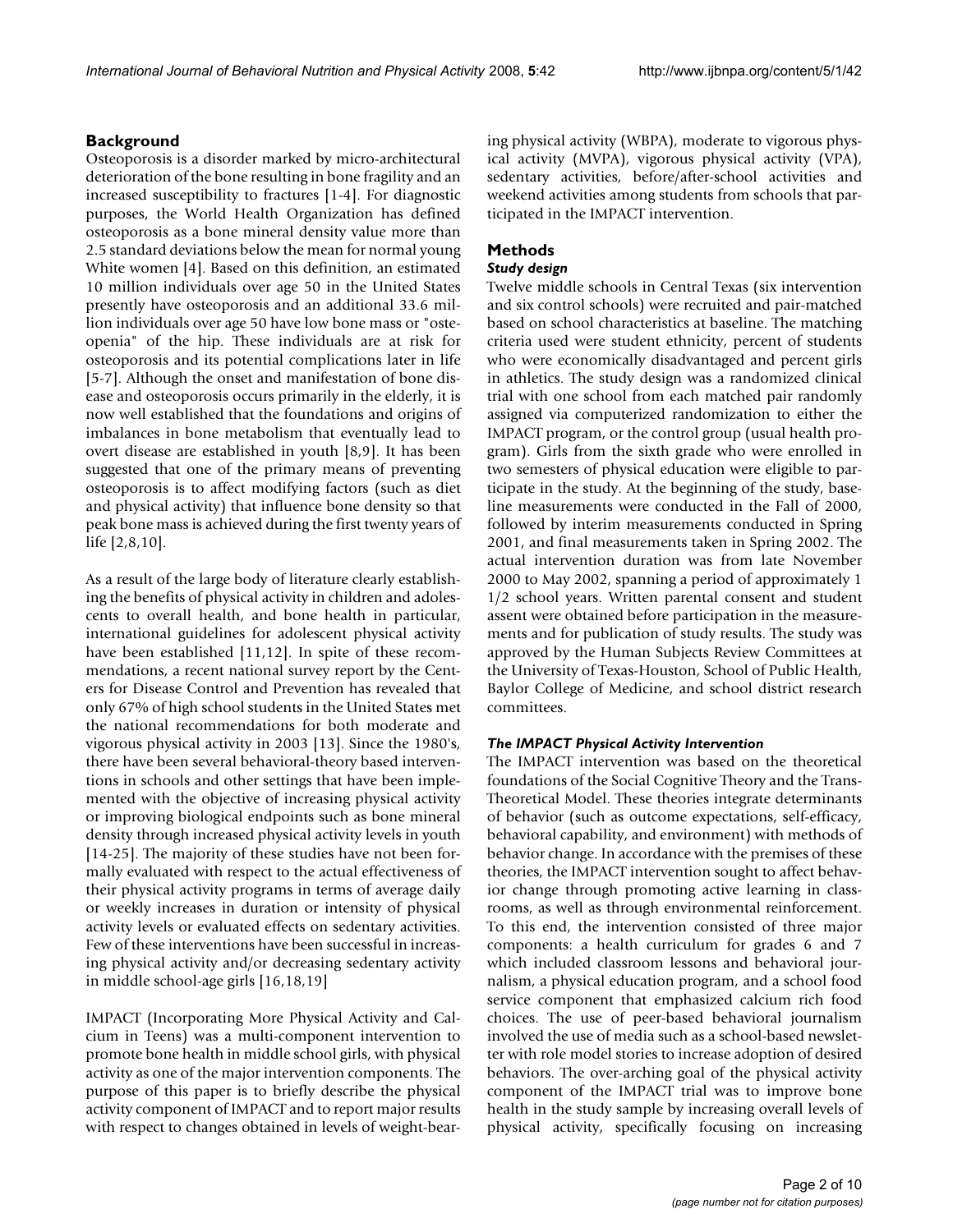## Background

Osteoporosis is a disorder marked by micro-architectural deterioration of the bone resulting in bone fragility and an increased susceptibility to fractures [1-4]. For diagnostic purposes, the World Health Organization has defined osteoporosis as a bone mineral density value more than 2.5 standard deviations below the mean for normal young White women [4]. Based on this definition, an estimated 10 million individuals over age 50 in the United States presently have osteoporosis and an additional 33.6 million individuals over age 50 have low bone mass or "osteopenia" of the hip. These individuals are at risk for osteoporosis and its potential complications later in life [5-7]. Although the onset and manifestation of bone disease and osteoporosis occurs primarily in the elderly, it is now well established that the foundations and origins of imbalances in bone metabolism that eventually lead to overt disease are established in youth [8,9]. It has been suggested that one of the primary means of preventing osteoporosis is to affect modifying factors (such as diet and physical activity) that influence bone density so that peak bone mass is achieved during the first twenty years of life [2,8,10].

As a result of the large body of literature clearly establishing the benefits of physical activity in children and adolescents to overall health, and bone health in particular, international guidelines for adolescent physical activity have been established [11,12]. In spite of these recommendations, a recent national survey report by the Centers for Disease Control and Prevention has revealed that only 67% of high school students in the United States met the national recommendations for both moderate and vigorous physical activity in 2003 [13]. Since the 1980's, there have been several behavioral-theory based interventions in schools and other settings that have been implemented with the objective of increasing physical activity or improving biological endpoints such as bone mineral density through increased physical activity levels in youth [14-25]. The majority of these studies have not been formally evaluated with respect to the actual effectiveness of their physical activity programs in terms of average daily or weekly increases in duration or intensity of physical activity levels or evaluated effects on sedentary activities. Few of these interventions have been successful in increasing physical activity and/or decreasing sedentary activity in middle school-age girls [16,18,19]

IMPACT (Incorporating More Physical Activity and Calcium in Teens) was a multi-component intervention to promote bone health in middle school girls, with physical activity as one of the major intervention components. The purpose of this paper is to briefly describe the physical activity component of IMPACT and to report major results with respect to changes obtained in levels of weight-bearing physical activity (WBPA), moderate to vigorous physical activity (MVPA), vigorous physical activity (VPA), sedentary activities, before/after-school activities and weekend activities among students from schools that participated in the IMPACT intervention.

## Methods

### *Study design*

Twelve middle schools in Central Texas (six intervention and six control schools) were recruited and pair-matched based on school characteristics at baseline. The matching criteria used were student ethnicity, percent of students who were economically disadvantaged and percent girls in athletics. The study design was a randomized clinical trial with one school from each matched pair randomly assigned via computerized randomization to either the IMPACT program, or the control group (usual health program). Girls from the sixth grade who were enrolled in two semesters of physical education were eligible to participate in the study. At the beginning of the study, baseline measurements were conducted in the Fall of 2000, followed by interim measurements conducted in Spring 2001, and final measurements taken in Spring 2002. The actual intervention duration was from late November 2000 to May 2002, spanning a period of approximately 1 1/2 school years. Written parental consent and student assent were obtained before participation in the measurements and for publication of study results. The study was approved by the Human Subjects Review Committees at the University of Texas-Houston, School of Public Health, Baylor College of Medicine, and school district research committees.

### *The IMPACT Physical Activity Intervention*

The IMPACT intervention was based on the theoretical foundations of the Social Cognitive Theory and the Trans-Theoretical Model. These theories integrate determinants of behavior (such as outcome expectations, self-efficacy, behavioral capability, and environment) with methods of behavior change. In accordance with the premises of these theories, the IMPACT intervention sought to affect behavior change through promoting active learning in classrooms, as well as through environmental reinforcement. To this end, the intervention consisted of three major components: a health curriculum for grades 6 and 7 which included classroom lessons and behavioral journalism, a physical education program, and a school food service component that emphasized calcium rich food choices. The use of peer-based behavioral journalism involved the use of media such as a school-based newsletter with role model stories to increase adoption of desired behaviors. The over-arching goal of the physical activity component of the IMPACT trial was to improve bone health in the study sample by increasing overall levels of physical activity, specifically focusing on increasing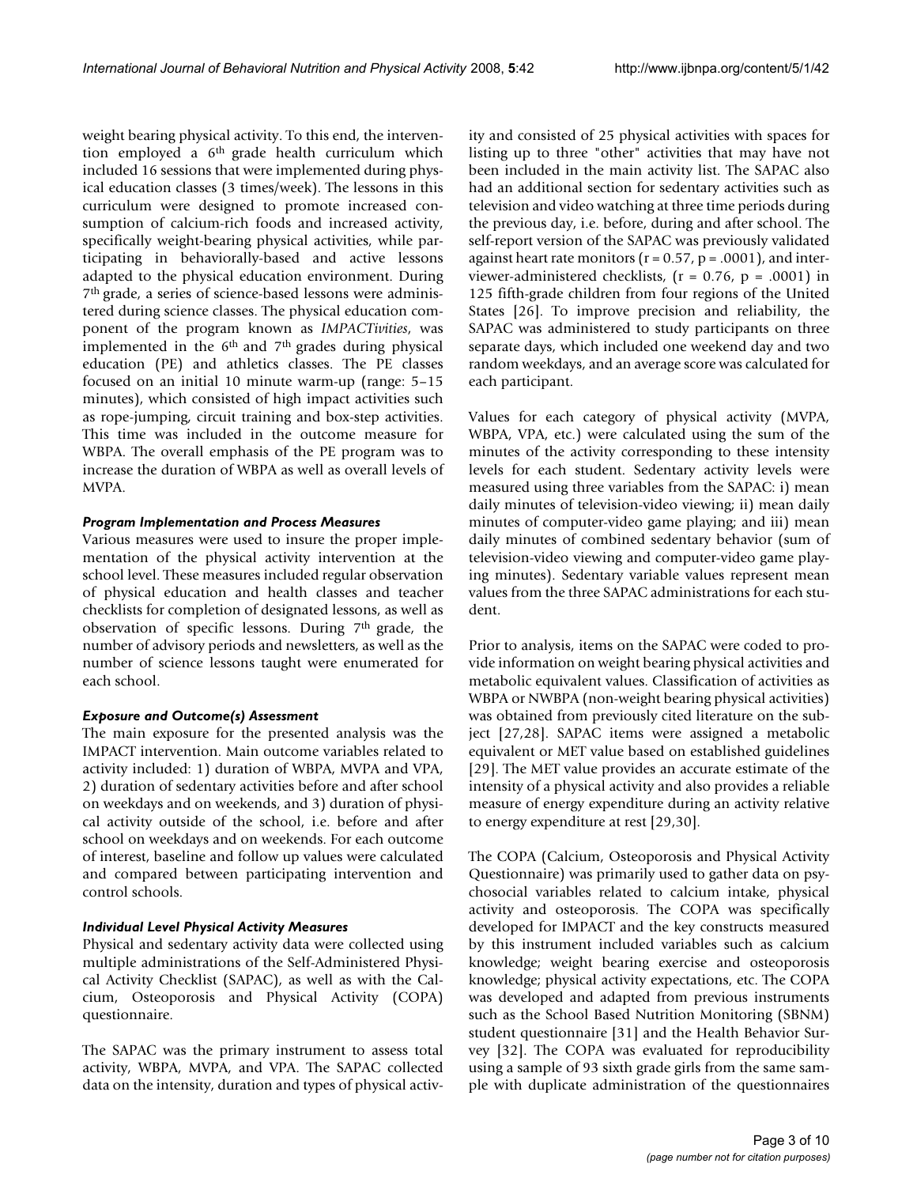weight bearing physical activity. To this end, the intervention employed a 6th grade health curriculum which included 16 sessions that were implemented during physical education classes (3 times/week). The lessons in this curriculum were designed to promote increased consumption of calcium-rich foods and increased activity, specifically weight-bearing physical activities, while participating in behaviorally-based and active lessons adapted to the physical education environment. During 7th grade, a series of science-based lessons were administered during science classes. The physical education component of the program known as *IMPACTivities*, was implemented in the 6th and 7th grades during physical education (PE) and athletics classes. The PE classes focused on an initial 10 minute warm-up (range: 5–15 minutes), which consisted of high impact activities such as rope-jumping, circuit training and box-step activities. This time was included in the outcome measure for WBPA. The overall emphasis of the PE program was to increase the duration of WBPA as well as overall levels of MVPA.

### *Program Implementation and Process Measures*

Various measures were used to insure the proper implementation of the physical activity intervention at the school level. These measures included regular observation of physical education and health classes and teacher checklists for completion of designated lessons, as well as observation of specific lessons. During 7th grade, the number of advisory periods and newsletters, as well as the number of science lessons taught were enumerated for each school.

### *Exposure and Outcome(s) Assessment*

The main exposure for the presented analysis was the IMPACT intervention. Main outcome variables related to activity included: 1) duration of WBPA, MVPA and VPA, 2) duration of sedentary activities before and after school on weekdays and on weekends, and 3) duration of physical activity outside of the school, i.e. before and after school on weekdays and on weekends. For each outcome of interest, baseline and follow up values were calculated and compared between participating intervention and control schools.

### *Individual Level Physical Activity Measures*

Physical and sedentary activity data were collected using multiple administrations of the Self-Administered Physical Activity Checklist (SAPAC), as well as with the Calcium, Osteoporosis and Physical Activity (COPA) questionnaire.

The SAPAC was the primary instrument to assess total activity, WBPA, MVPA, and VPA. The SAPAC collected data on the intensity, duration and types of physical activity and consisted of 25 physical activities with spaces for listing up to three "other" activities that may have not been included in the main activity list. The SAPAC also had an additional section for sedentary activities such as television and video watching at three time periods during the previous day, i.e. before, during and after school. The self-report version of the SAPAC was previously validated against heart rate monitors ($r = 0.57$, $p = .0001$), and interviewer-administered checklists, ($r = 0.76$, $p = .0001$) in 125 fifth-grade children from four regions of the United States [26]. To improve precision and reliability, the SAPAC was administered to study participants on three separate days, which included one weekend day and two random weekdays, and an average score was calculated for each participant.

Values for each category of physical activity (MVPA, WBPA, VPA, etc.) were calculated using the sum of the minutes of the activity corresponding to these intensity levels for each student. Sedentary activity levels were measured using three variables from the SAPAC: i) mean daily minutes of television-video viewing; ii) mean daily minutes of computer-video game playing; and iii) mean daily minutes of combined sedentary behavior (sum of television-video viewing and computer-video game playing minutes). Sedentary variable values represent mean values from the three SAPAC administrations for each student.

Prior to analysis, items on the SAPAC were coded to provide information on weight bearing physical activities and metabolic equivalent values. Classification of activities as WBPA or NWBPA (non-weight bearing physical activities) was obtained from previously cited literature on the subject [27,28]. SAPAC items were assigned a metabolic equivalent or MET value based on established guidelines [29]. The MET value provides an accurate estimate of the intensity of a physical activity and also provides a reliable measure of energy expenditure during an activity relative to energy expenditure at rest [29,30].

The COPA (Calcium, Osteoporosis and Physical Activity Questionnaire) was primarily used to gather data on psychosocial variables related to calcium intake, physical activity and osteoporosis. The COPA was specifically developed for IMPACT and the key constructs measured by this instrument included variables such as calcium knowledge; weight bearing exercise and osteoporosis knowledge; physical activity expectations, etc. The COPA was developed and adapted from previous instruments such as the School Based Nutrition Monitoring (SBNM) student questionnaire [31] and the Health Behavior Survey [32]. The COPA was evaluated for reproducibility using a sample of 93 sixth grade girls from the same sample with duplicate administration of the questionnaires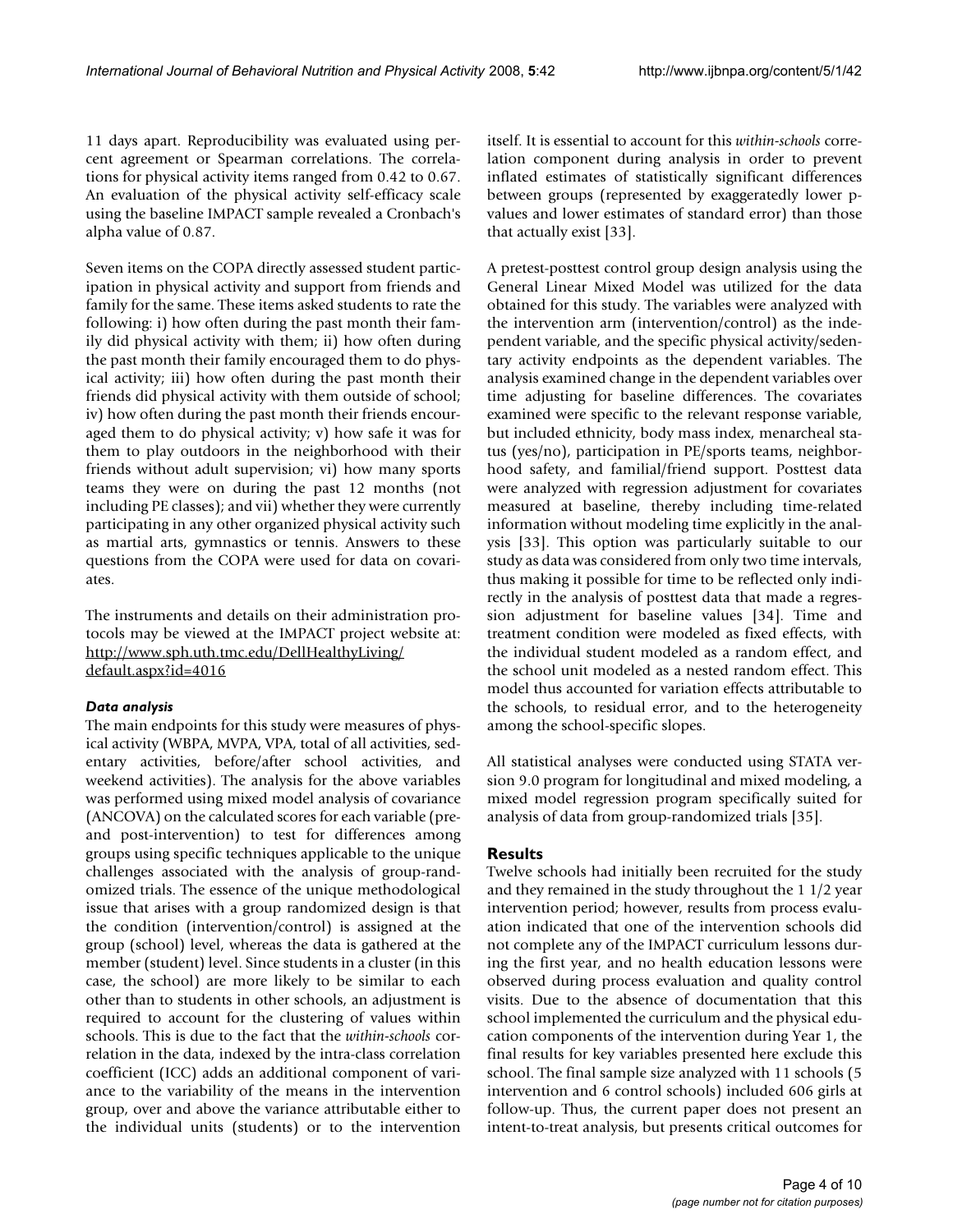11 days apart. Reproducibility was evaluated using percent agreement or Spearman correlations. The correlations for physical activity items ranged from 0.42 to 0.67. An evaluation of the physical activity self-efficacy scale using the baseline IMPACT sample revealed a Cronbach's alpha value of 0.87.

Seven items on the COPA directly assessed student participation in physical activity and support from friends and family for the same. These items asked students to rate the following: i) how often during the past month their family did physical activity with them; ii) how often during the past month their family encouraged them to do physical activity; iii) how often during the past month their friends did physical activity with them outside of school; iv) how often during the past month their friends encouraged them to do physical activity; v) how safe it was for them to play outdoors in the neighborhood with their friends without adult supervision; vi) how many sports teams they were on during the past 12 months (not including PE classes); and vii) whether they were currently participating in any other organized physical activity such as martial arts, gymnastics or tennis. Answers to these questions from the COPA were used for data on covariates.

The instruments and details on their administration protocols may be viewed at the IMPACT project website at: http://www.sph.uth.tmc.edu/DellHealthyLiving/default.aspx?id=4016

### *Data analysis*

The main endpoints for this study were measures of physical activity (WBPA, MVPA, VPA, total of all activities, sedentary activities, before/after school activities, and weekend activities). The analysis for the above variables was performed using mixed model analysis of covariance (ANCOVA) on the calculated scores for each variable (pre- and post-intervention) to test for differences among groups using specific techniques applicable to the unique challenges associated with the analysis of group-randomized trials. The essence of the unique methodological issue that arises with a group randomized design is that the condition (intervention/control) is assigned at the group (school) level, whereas the data is gathered at the member (student) level. Since students in a cluster (in this case, the school) are more likely to be similar to each other than to students in other schools, an adjustment is required to account for the clustering of values within schools. This is due to the fact that the *within-schools* correlation in the data, indexed by the intra-class correlation coefficient (ICC) adds an additional component of variance to the variability of the means in the intervention group, over and above the variance attributable either to the individual units (students) or to the intervention itself. It is essential to account for this *within-schools* correlation component during analysis in order to prevent inflated estimates of statistically significant differences between groups (represented by exaggeratedly lower p-values and lower estimates of standard error) than those that actually exist [33].

A pretest-posttest control group design analysis using the General Linear Mixed Model was utilized for the data obtained for this study. The variables were analyzed with the intervention arm (intervention/control) as the independent variable, and the specific physical activity/sedentary activity endpoints as the dependent variables. The analysis examined change in the dependent variables over time adjusting for baseline differences. The covariates examined were specific to the relevant response variable, but included ethnicity, body mass index, menarcheal status (yes/no), participation in PE/sports teams, neighborhood safety, and familial/friend support. Posttest data were analyzed with regression adjustment for covariates measured at baseline, thereby including time-related information without modeling time explicitly in the analysis [33]. This option was particularly suitable to our study as data was considered from only two time intervals, thus making it possible for time to be reflected only indirectly in the analysis of posttest data that made a regression adjustment for baseline values [34]. Time and treatment condition were modeled as fixed effects, with the individual student modeled as a random effect, and the school unit modeled as a nested random effect. This model thus accounted for variation effects attributable to the schools, to residual error, and to the heterogeneity among the school-specific slopes.

All statistical analyses were conducted using STATA version 9.0 program for longitudinal and mixed modeling, a mixed model regression program specifically suited for analysis of data from group-randomized trials [35].

## Results

Twelve schools had initially been recruited for the study and they remained in the study throughout the 1 1/2 year intervention period; however, results from process evaluation indicated that one of the intervention schools did not complete any of the IMPACT curriculum lessons during the first year, and no health education lessons were observed during process evaluation and quality control visits. Due to the absence of documentation that this school implemented the curriculum and the physical education components of the intervention during Year 1, the final results for key variables presented here exclude this school. The final sample size analyzed with 11 schools (5 intervention and 6 control schools) included 606 girls at follow-up. Thus, the current paper does not present an intent-to-treat analysis, but presents critical outcomes for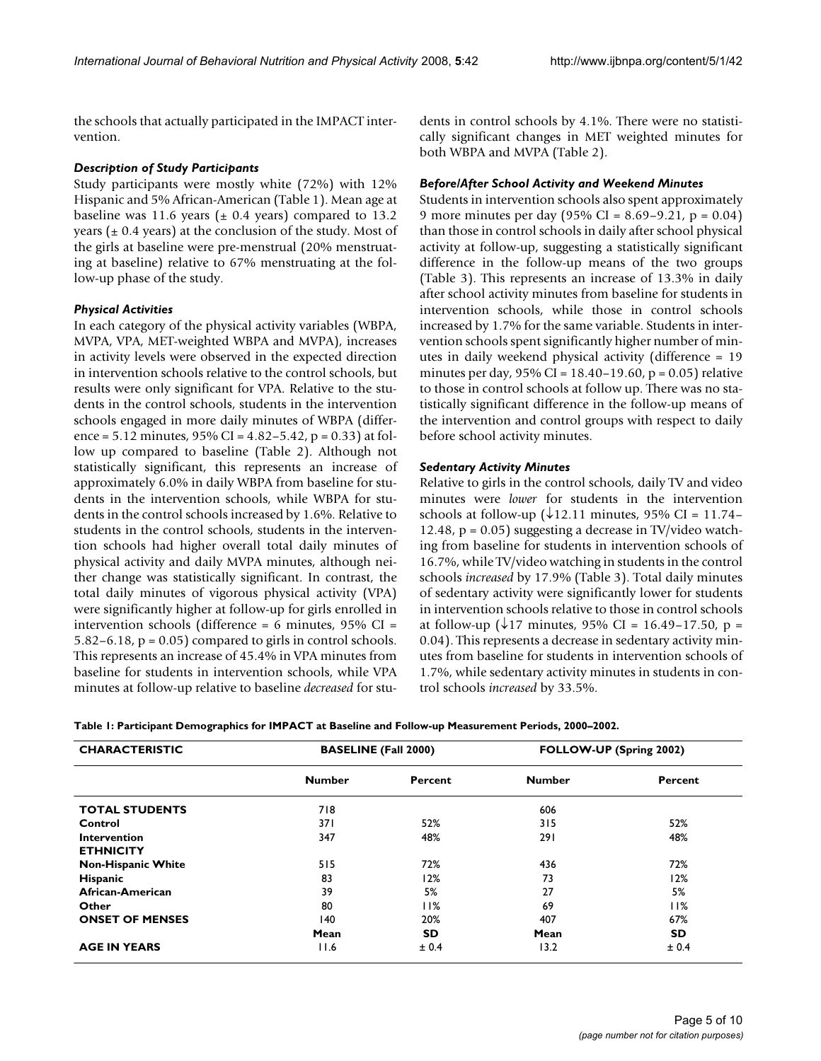the schools that actually participated in the IMPACT intervention.

### *Description of Study Participants*

Study participants were mostly white (72%) with 12% Hispanic and 5% African-American (Table 1). Mean age at baseline was 11.6 years (± 0.4 years) compared to 13.2 years (± 0.4 years) at the conclusion of the study. Most of the girls at baseline were pre-menstrual (20% menstruating at baseline) relative to 67% menstruating at the follow-up phase of the study.

### *Physical Activities*

In each category of the physical activity variables (WBPA, MVPA, VPA, MET-weighted WBPA and MVPA), increases in activity levels were observed in the expected direction in intervention schools relative to the control schools, but results were only significant for VPA. Relative to the students in the control schools, students in the intervention schools engaged in more daily minutes of WBPA (difference = 5.12 minutes, 95% CI = 4.82–5.42, $p = 0.33$) at follow up compared to baseline (Table 2). Although not statistically significant, this represents an increase of approximately 6.0% in daily WBPA from baseline for students in the intervention schools, while WBPA for students in the control schools increased by 1.6%. Relative to students in the control schools, students in the intervention schools had higher overall total daily minutes of physical activity and daily MVPA minutes, although neither change was statistically significant. In contrast, the total daily minutes of vigorous physical activity (VPA) were significantly higher at follow-up for girls enrolled in intervention schools (difference = 6 minutes, 95% CI = 5.82–6.18, $p = 0.05$) compared to girls in control schools. This represents an increase of 45.4% in VPA minutes from baseline for students in intervention schools, while VPA minutes at follow-up relative to baseline *decreased* for students in control schools by 4.1%. There were no statistically significant changes in MET weighted minutes for both WBPA and MVPA (Table 2).

### *Before/After School Activity and Weekend Minutes*

Students in intervention schools also spent approximately 9 more minutes per day (95% CI = 8.69–9.21, $p = 0.04$) than those in control schools in daily after school physical activity at follow-up, suggesting a statistically significant difference in the follow-up means of the two groups (Table 3). This represents an increase of 13.3% in daily after school activity minutes from baseline for students in intervention schools, while those in control schools increased by 1.7% for the same variable. Students in intervention schools spent significantly higher number of minutes in daily weekend physical activity (difference = 19 minutes per day, 95% CI = 18.40–19.60, $p = 0.05$) relative to those in control schools at follow up. There was no statistically significant difference in the follow-up means of the intervention and control groups with respect to daily before school activity minutes.

### *Sedentary Activity Minutes*

Relative to girls in the control schools, daily TV and video minutes were *lower* for students in the intervention schools at follow-up (↓12.11 minutes, 95% CI = 11.74–12.48, $p = 0.05$) suggesting a decrease in TV/video watching from baseline for students in intervention schools of 16.7%, while TV/video watching in students in the control schools *increased* by 17.9% (Table 3). Total daily minutes of sedentary activity were significantly lower for students in intervention schools relative to those in control schools at follow-up (↓17 minutes, 95% CI = 16.49–17.50, $p = 0.04$). This represents a decrease in sedentary activity minutes from baseline for students in intervention schools of 1.7%, while sedentary activity minutes in students in control schools *increased* by 33.5%.

**Table 1: Participant Demographics for IMPACT at Baseline and Follow-up Measurement Periods, 2000–2002.**

| CHARACTERISTIC | BASELINE (Fall 2000) | | FOLLOW-UP (Spring 2002) | |
|---|---|---|---|---|
| | **Number** | **Percent** | **Number** | **Percent** |
| **TOTAL STUDENTS** | 718 | | 606 | |
| **Control** | 371 | 52% | 315 | 52% |
| **Intervention** | 347 | 48% | 291 | 48% |
| **ETHNICITY** | | | | |
| **Non-Hispanic White** | 515 | 72% | 436 | 72% |
| **Hispanic** | 83 | 12% | 73 | 12% |
| **African-American** | 39 | 5% | 27 | 5% |
| **Other** | 80 | 11% | 69 | 11% |
| **ONSET OF MENSES** | 140 | 20% | 407 | 67% |
| | **Mean** | **SD** | **Mean** | **SD** |
| **AGE IN YEARS** | 11.6 | ± 0.4 | 13.2 | ± 0.4 |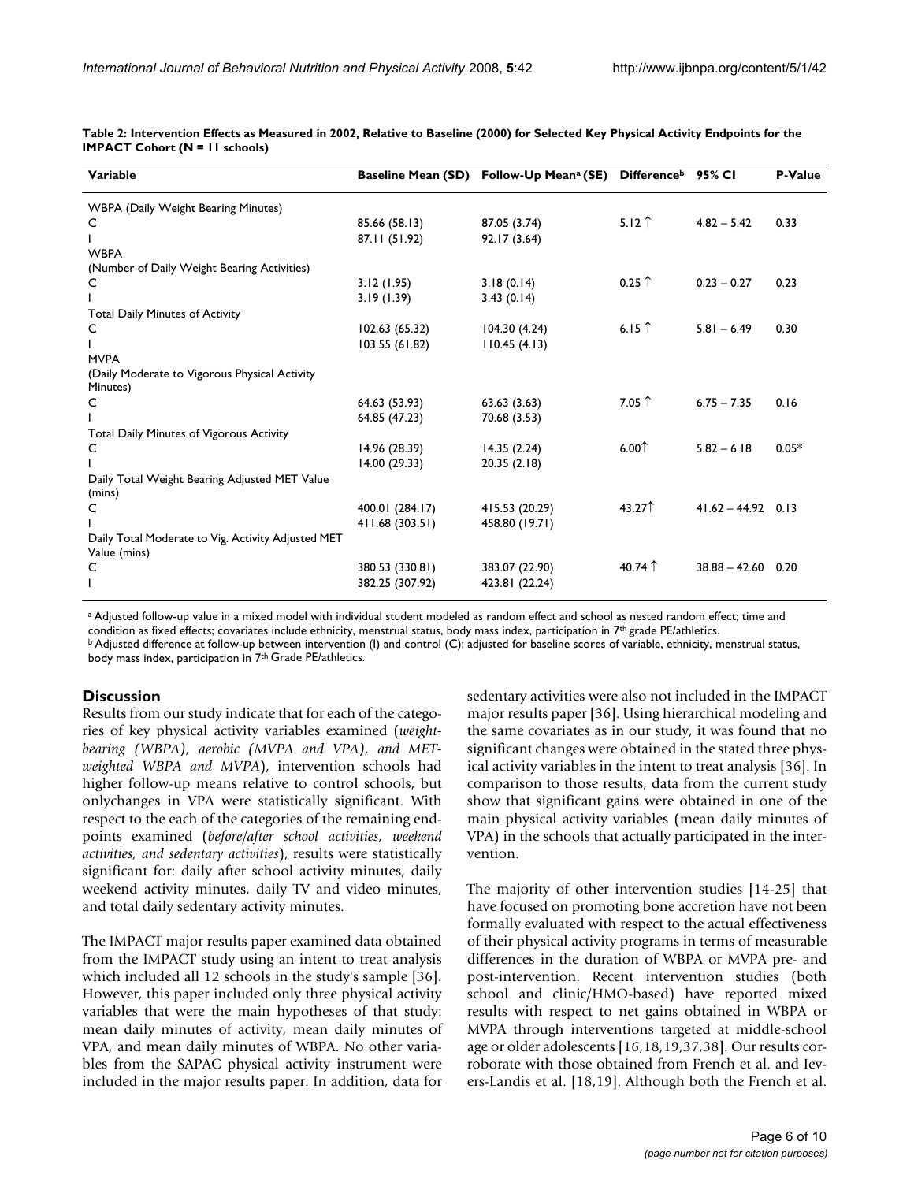**Table 2: Intervention Effects as Measured in 2002, Relative to Baseline (2000) for Selected Key Physical Activity Endpoints for the IMPACT Cohort (N = 11 schools)**

| Variable | Baseline Mean (SD) | Follow-Up Mean[a] (SE) | Difference[b] | 95% CI | P-Value |
|---|---|---|---|---|---|
| WBPA (Daily Weight Bearing Minutes) | | | | | |
| C | 85.66 (58.13) | 87.05 (3.74) | 5.12 ↑ | 4.82 – 5.42 | 0.33 |
| I | 87.11 (51.92) | 92.17 (3.64) | | | |
| WBPA (Number of Daily Weight Bearing Activities) | | | | | |
| C | 3.12 (1.95) | 3.18 (0.14) | 0.25 ↑ | 0.23 – 0.27 | 0.23 |
| I | 3.19 (1.39) | 3.43 (0.14) | | | |
| Total Daily Minutes of Activity | | | | | |
| C | 102.63 (65.32) | 104.30 (4.24) | 6.15 ↑ | 5.81 – 6.49 | 0.30 |
| I | 103.55 (61.82) | 110.45 (4.13) | | | |
| MVPA (Daily Moderate to Vigorous Physical Activity Minutes) | | | | | |
| C | 64.63 (53.93) | 63.63 (3.63) | 7.05 ↑ | 6.75 – 7.35 | 0.16 |
| I | 64.85 (47.23) | 70.68 (3.53) | | | |
| Total Daily Minutes of Vigorous Activity | | | | | |
| C | 14.96 (28.39) | 14.35 (2.24) | 6.00↑ | 5.82 – 6.18 | 0.05* |
| I | 14.00 (29.33) | 20.35 (2.18) | | | |
| Daily Total Weight Bearing Adjusted MET Value (mins) | | | | | |
| C | 400.01 (284.17) | 415.53 (20.29) | 43.27↑ | 41.62 – 44.92 | 0.13 |
| I | 411.68 (303.51) | 458.80 (19.71) | | | |
| Daily Total Moderate to Vig. Activity Adjusted MET Value (mins) | | | | | |
| C | 380.53 (330.81) | 383.07 (22.90) | 40.74 ↑ | 38.88 – 42.60 | 0.20 |
| I | 382.25 (307.92) | 423.81 (22.24) | | | |

[a] Adjusted follow-up value in a mixed model with individual student modeled as random effect and school as nested random effect; time and condition as fixed effects; covariates include ethnicity, menstrual status, body mass index, participation in 7th grade PE/athletics.
[b] Adjusted difference at follow-up between intervention (I) and control (C); adjusted for baseline scores of variable, ethnicity, menstrual status, body mass index, participation in 7th Grade PE/athletics.

## Discussion

Results from our study indicate that for each of the categories of key physical activity variables examined (*weight-bearing (WBPA), aerobic (MVPA and VPA), and MET-weighted WBPA and MVPA*), intervention schools had higher follow-up means relative to control schools, but onlychanges in VPA were statistically significant. With respect to the each of the categories of the remaining endpoints examined (*before/after school activities, weekend activities, and sedentary activities*), results were statistically significant for: daily after school activity minutes, daily weekend activity minutes, daily TV and video minutes, and total daily sedentary activity minutes.

The IMPACT major results paper examined data obtained from the IMPACT study using an intent to treat analysis which included all 12 schools in the study's sample [36]. However, this paper included only three physical activity variables that were the main hypotheses of that study: mean daily minutes of activity, mean daily minutes of VPA, and mean daily minutes of WBPA. No other variables from the SAPAC physical activity instrument were included in the major results paper. In addition, data for sedentary activities were also not included in the IMPACT major results paper [36]. Using hierarchical modeling and the same covariates as in our study, it was found that no significant changes were obtained in the stated three physical activity variables in the intent to treat analysis [36]. In comparison to those results, data from the current study show that significant gains were obtained in one of the main physical activity variables (mean daily minutes of VPA) in the schools that actually participated in the intervention.

The majority of other intervention studies [14-25] that have focused on promoting bone accretion have not been formally evaluated with respect to the actual effectiveness of their physical activity programs in terms of measurable differences in the duration of WBPA or MVPA pre- and post-intervention. Recent intervention studies (both school and clinic/HMO-based) have reported mixed results with respect to net gains obtained in WBPA or MVPA through interventions targeted at middle-school age or older adolescents [16,18,19,37,38]. Our results corroborate with those obtained from French et al. and Ievers-Landis et al. [18,19]. Although both the French et al.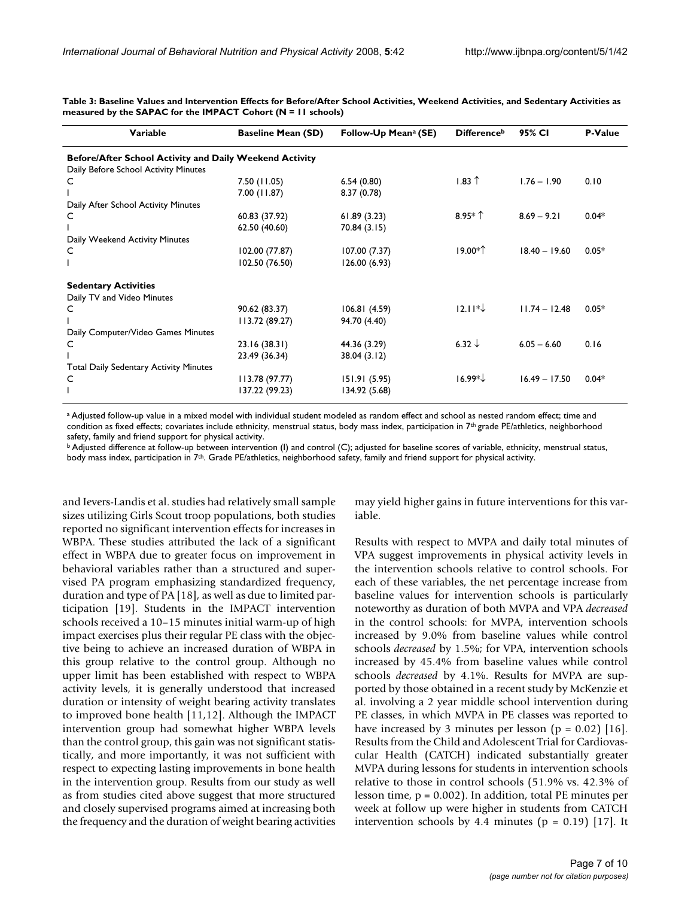**Table 3: Baseline Values and Intervention Effects for Before/After School Activities, Weekend Activities, and Sedentary Activities as measured by the SAPAC for the IMPACT Cohort (N = 11 schools)**

| Variable | Baseline Mean (SD) | Follow-Up Mean[a] (SE) | Difference[b] | 95% CI | P-Value |
|---|---|---|---|---|---|
| **Before/After School Activity and Daily Weekend Activity** | | | | | |
| Daily Before School Activity Minutes | | | | | |
| C | 7.50 (11.05) | 6.54 (0.80) | 1.83 ↑ | 1.76 – 1.90 | 0.10 |
| I | 7.00 (11.87) | 8.37 (0.78) | | | |
| Daily After School Activity Minutes | | | | | |
| C | 60.83 (37.92) | 61.89 (3.23) | 8.95* ↑ | 8.69 – 9.21 | 0.04* |
| I | 62.50 (40.60) | 70.84 (3.15) | | | |
| Daily Weekend Activity Minutes | | | | | |
| C | 102.00 (77.87) | 107.00 (7.37) | 19.00*↑ | 18.40 – 19.60 | 0.05* |
| I | 102.50 (76.50) | 126.00 (6.93) | | | |
| **Sedentary Activities** | | | | | |
| Daily TV and Video Minutes | | | | | |
| C | 90.62 (83.37) | 106.81 (4.59) | 12.11*↓ | 11.74 – 12.48 | 0.05* |
| I | 113.72 (89.27) | 94.70 (4.40) | | | |
| Daily Computer/Video Games Minutes | | | | | |
| C | 23.16 (38.31) | 44.36 (3.29) | 6.32 ↓ | 6.05 – 6.60 | 0.16 |
| I | 23.49 (36.34) | 38.04 (3.12) | | | |
| Total Daily Sedentary Activity Minutes | | | | | |
| C | 113.78 (97.77) | 151.91 (5.95) | 16.99*↓ | 16.49 – 17.50 | 0.04* |
| I | 137.22 (99.23) | 134.92 (5.68) | | | |

[a] Adjusted follow-up value in a mixed model with individual student modeled as random effect and school as nested random effect; time and condition as fixed effects; covariates include ethnicity, menstrual status, body mass index, participation in 7th grade PE/athletics, neighborhood safety, family and friend support for physical activity.

[b] Adjusted difference at follow-up between intervention (I) and control (C); adjusted for baseline scores of variable, ethnicity, menstrual status, body mass index, participation in 7th. Grade PE/athletics, neighborhood safety, family and friend support for physical activity.

and Ievers-Landis et al. studies had relatively small sample sizes utilizing Girls Scout troop populations, both studies reported no significant intervention effects for increases in WBPA. These studies attributed the lack of a significant effect in WBPA due to greater focus on improvement in behavioral variables rather than a structured and supervised PA program emphasizing standardized frequency, duration and type of PA [18], as well as due to limited participation [19]. Students in the IMPACT intervention schools received a 10–15 minutes initial warm-up of high impact exercises plus their regular PE class with the objective being to achieve an increased duration of WBPA in this group relative to the control group. Although no upper limit has been established with respect to WBPA activity levels, it is generally understood that increased duration or intensity of weight bearing activity translates to improved bone health [11,12]. Although the IMPACT intervention group had somewhat higher WBPA levels than the control group, this gain was not significant statistically, and more importantly, it was not sufficient with respect to expecting lasting improvements in bone health in the intervention group. Results from our study as well as from studies cited above suggest that more structured and closely supervised programs aimed at increasing both the frequency and the duration of weight bearing activities may yield higher gains in future interventions for this variable.

Results with respect to MVPA and daily total minutes of VPA suggest improvements in physical activity levels in the intervention schools relative to control schools. For each of these variables, the net percentage increase from baseline values for intervention schools is particularly noteworthy as duration of both MVPA and VPA *decreased* in the control schools: for MVPA, intervention schools increased by 9.0% from baseline values while control schools *decreased* by 1.5%; for VPA, intervention schools increased by 45.4% from baseline values while control schools *decreased* by 4.1%. Results for MVPA are supported by those obtained in a recent study by McKenzie et al. involving a 2 year middle school intervention during PE classes, in which MVPA in PE classes was reported to have increased by 3 minutes per lesson ($p = 0.02$) [16]. Results from the Child and Adolescent Trial for Cardiovascular Health (CATCH) indicated substantially greater MVPA during lessons for students in intervention schools relative to those in control schools (51.9% vs. 42.3% of lesson time, $p = 0.002$). In addition, total PE minutes per week at follow up were higher in students from CATCH intervention schools by 4.4 minutes ($p = 0.19$) [17]. It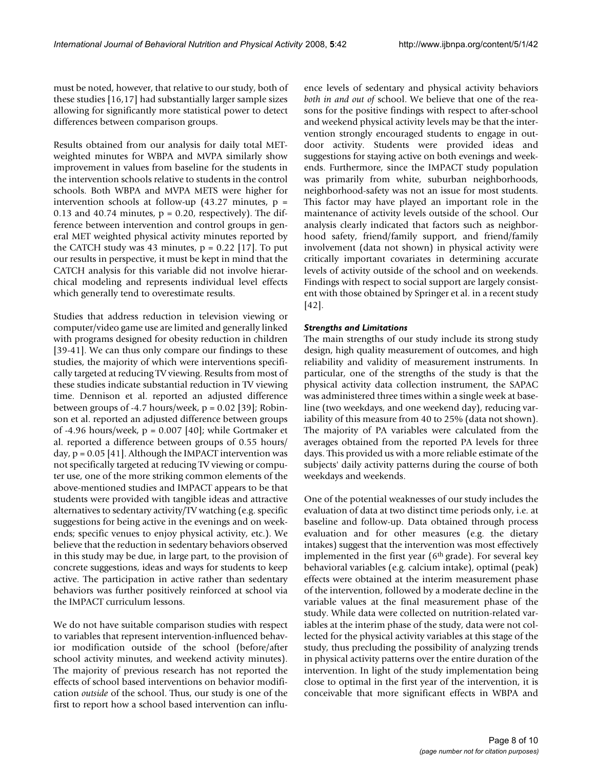must be noted, however, that relative to our study, both of these studies [16,17] had substantially larger sample sizes allowing for significantly more statistical power to detect differences between comparison groups.

Results obtained from our analysis for daily total MET-weighted minutes for WBPA and MVPA similarly show improvement in values from baseline for the students in the intervention schools relative to students in the control schools. Both WBPA and MVPA METS were higher for intervention schools at follow-up (43.27 minutes, $p = 0.13$ and 40.74 minutes, $p = 0.20$, respectively). The difference between intervention and control groups in general MET weighted physical activity minutes reported by the CATCH study was 43 minutes, $p = 0.22$ [17]. To put our results in perspective, it must be kept in mind that the CATCH analysis for this variable did not involve hierarchical modeling and represents individual level effects which generally tend to overestimate results.

Studies that address reduction in television viewing or computer/video game use are limited and generally linked with programs designed for obesity reduction in children [39-41]. We can thus only compare our findings to these studies, the majority of which were interventions specifically targeted at reducing TV viewing. Results from most of these studies indicate substantial reduction in TV viewing time. Dennison et al. reported an adjusted difference between groups of -4.7 hours/week, $p = 0.02$ [39]; Robinson et al. reported an adjusted difference between groups of -4.96 hours/week, $p = 0.007$ [40]; while Gortmaker et al. reported a difference between groups of 0.55 hours/day, $p = 0.05$ [41]. Although the IMPACT intervention was not specifically targeted at reducing TV viewing or computer use, one of the more striking common elements of the above-mentioned studies and IMPACT appears to be that students were provided with tangible ideas and attractive alternatives to sedentary activity/TV watching (e.g. specific suggestions for being active in the evenings and on weekends; specific venues to enjoy physical activity, etc.). We believe that the reduction in sedentary behaviors observed in this study may be due, in large part, to the provision of concrete suggestions, ideas and ways for students to keep active. The participation in active rather than sedentary behaviors was further positively reinforced at school via the IMPACT curriculum lessons.

We do not have suitable comparison studies with respect to variables that represent intervention-influenced behavior modification outside of the school (before/after school activity minutes, and weekend activity minutes). The majority of previous research has not reported the effects of school based interventions on behavior modification *outside* of the school. Thus, our study is one of the first to report how a school based intervention can influence levels of sedentary and physical activity behaviors *both in and out of* school. We believe that one of the reasons for the positive findings with respect to after-school and weekend physical activity levels may be that the intervention strongly encouraged students to engage in outdoor activity. Students were provided ideas and suggestions for staying active on both evenings and weekends. Furthermore, since the IMPACT study population was primarily from white, suburban neighborhoods, neighborhood-safety was not an issue for most students. This factor may have played an important role in the maintenance of activity levels outside of the school. Our analysis clearly indicated that factors such as neighborhood safety, friend/family support, and friend/family involvement (data not shown) in physical activity were critically important covariates in determining accurate levels of activity outside of the school and on weekends. Findings with respect to social support are largely consistent with those obtained by Springer et al. in a recent study [42].

### *Strengths and Limitations*

The main strengths of our study include its strong study design, high quality measurement of outcomes, and high reliability and validity of measurement instruments. In particular, one of the strengths of the study is that the physical activity data collection instrument, the SAPAC was administered three times within a single week at baseline (two weekdays, and one weekend day), reducing variability of this measure from 40 to 25% (data not shown). The majority of PA variables were calculated from the averages obtained from the reported PA levels for three days. This provided us with a more reliable estimate of the subjects' daily activity patterns during the course of both weekdays and weekends.

One of the potential weaknesses of our study includes the evaluation of data at two distinct time periods only, i.e. at baseline and follow-up. Data obtained through process evaluation and for other measures (e.g. the dietary intakes) suggest that the intervention was most effectively implemented in the first year (6th grade). For several key behavioral variables (e.g. calcium intake), optimal (peak) effects were obtained at the interim measurement phase of the intervention, followed by a moderate decline in the variable values at the final measurement phase of the study. While data were collected on nutrition-related variables at the interim phase of the study, data were not collected for the physical activity variables at this stage of the study, thus precluding the possibility of analyzing trends in physical activity patterns over the entire duration of the intervention. In light of the study implementation being close to optimal in the first year of the intervention, it is conceivable that more significant effects in WBPA and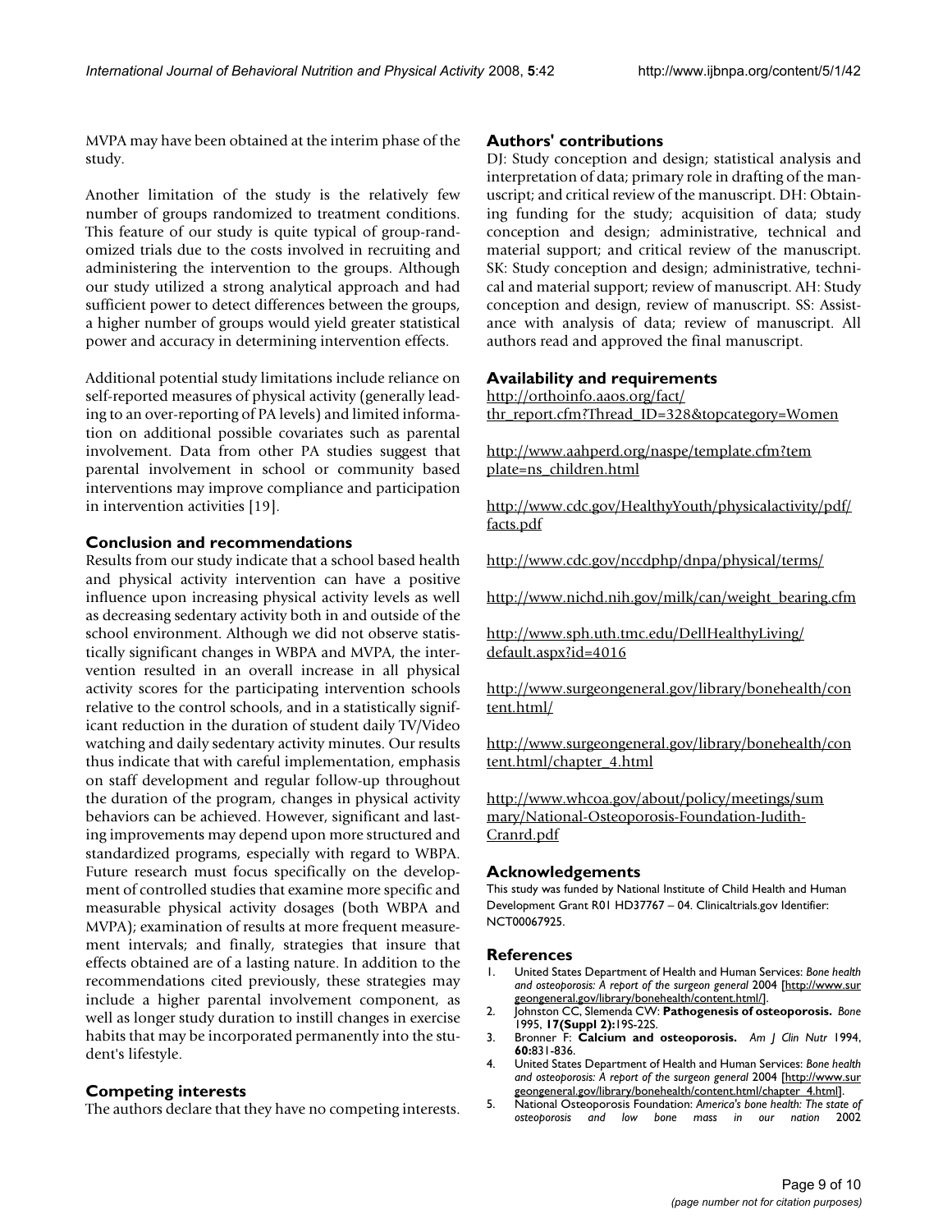MVPA may have been obtained at the interim phase of the study.

Another limitation of the study is the relatively few number of groups randomized to treatment conditions. This feature of our study is quite typical of group-randomized trials due to the costs involved in recruiting and administering the intervention to the groups. Although our study utilized a strong analytical approach and had sufficient power to detect differences between the groups, a higher number of groups would yield greater statistical power and accuracy in determining intervention effects.

Additional potential study limitations include reliance on self-reported measures of physical activity (generally leading to an over-reporting of PA levels) and limited information on additional possible covariates such as parental involvement. Data from other PA studies suggest that parental involvement in school or community based interventions may improve compliance and participation in intervention activities [19].

## Conclusion and recommendations

Results from our study indicate that a school based health and physical activity intervention can have a positive influence upon increasing physical activity levels as well as decreasing sedentary activity both in and outside of the school environment. Although we did not observe statistically significant changes in WBPA and MVPA, the intervention resulted in an overall increase in all physical activity scores for the participating intervention schools relative to the control schools, and in a statistically significant reduction in the duration of student daily TV/Video watching and daily sedentary activity minutes. Our results thus indicate that with careful implementation, emphasis on staff development and regular follow-up throughout the duration of the program, changes in physical activity behaviors can be achieved. However, significant and lasting improvements may depend upon more structured and standardized programs, especially with regard to WBPA. Future research must focus specifically on the development of controlled studies that examine more specific and measurable physical activity dosages (both WBPA and MVPA); examination of results at more frequent measurement intervals; and finally, strategies that insure that effects obtained are of a lasting nature. In addition to the recommendations cited previously, these strategies may include a higher parental involvement component, as well as longer study duration to instill changes in exercise habits that may be incorporated permanently into the student's lifestyle.

## Competing interests

The authors declare that they have no competing interests.

## Authors' contributions

DJ: Study conception and design; statistical analysis and interpretation of data; primary role in drafting of the manuscript; and critical review of the manuscript. DH: Obtaining funding for the study; acquisition of data; study conception and design; administrative, technical and material support; and critical review of the manuscript. SK: Study conception and design; administrative, technical and material support; review of manuscript. AH: Study conception and design, review of manuscript. SS: Assistance with analysis of data; review of manuscript. All authors read and approved the final manuscript.

## Availability and requirements

http://orthoinfo.aaos.org/fact/thr_report.cfm?Thread_ID=328&topcategory=Women

http://www.aahperd.org/naspe/template.cfm?template=ns_children.html

http://www.cdc.gov/HealthyYouth/physicalactivity/pdf/facts.pdf

http://www.cdc.gov/nccdphp/dnpa/physical/terms/

http://www.nichd.nih.gov/milk/can/weight_bearing.cfm

http://www.sph.uth.tmc.edu/DellHealthyLiving/default.aspx?id=4016

http://www.surgeongeneral.gov/library/bonehealth/content.html/

http://www.surgeongeneral.gov/library/bonehealth/content.html/chapter_4.html

http://www.whcoa.gov/about/policy/meetings/summary/National-Osteoporosis-Foundation-Judith-Cranrd.pdf

## Acknowledgements

This study was funded by National Institute of Child Health and Human Development Grant R01 HD37767 – 04. Clinicaltrials.gov Identifier: NCT00067925.

## References

1. United States Department of Health and Human Services: *Bone health and osteoporosis: A report of the surgeon general* 2004 [http://www.surgeongeneral.gov/library/bonehealth/content.html/].
2. Johnston CC, Slemenda CW: **Pathogenesis of osteoporosis.** *Bone* 1995, **17(Suppl 2):**19S-22S.
3. Bronner F: **Calcium and osteoporosis.** *Am J Clin Nutr* 1994, **60:**831-836.
4. United States Department of Health and Human Services: *Bone health and osteoporosis: A report of the surgeon general* 2004 [http://www.surgeongeneral.gov/library/bonehealth/content.html/chapter_4.html].
5. National Osteoporosis Foundation: *America's bone health: The state of osteoporosis and low bone mass in our nation* 2002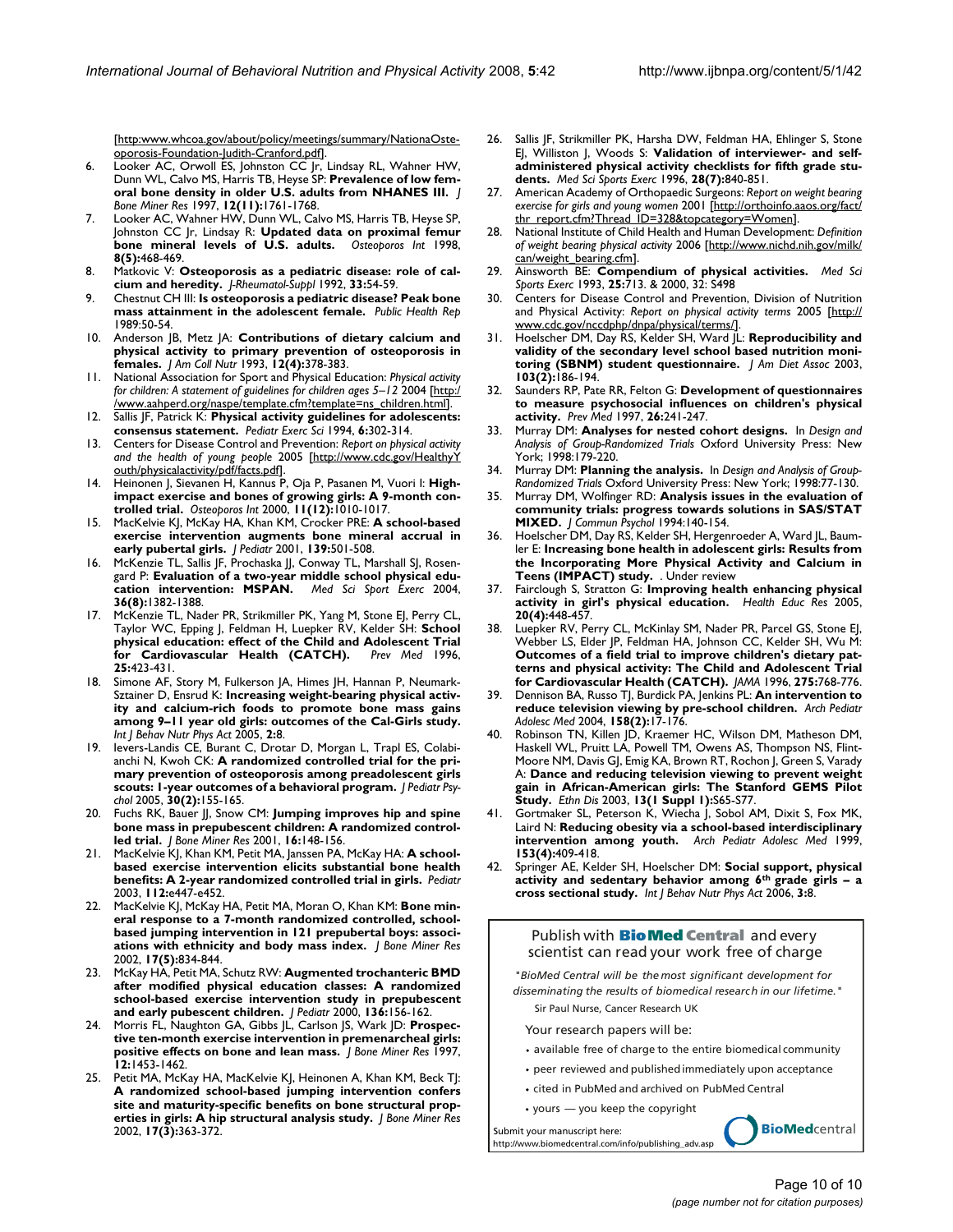[http://www.whcoa.gov/about/policy/meetings/summary/NationaOsteoporosis-Foundation-Judith-Cranford.pdf].

6. Looker AC, Orwoll ES, Johnston CC Jr, Lindsay RL, Wahner HW, Dunn WL, Calvo MS, Harris TB, Heyse SP: **Prevalence of low femoral bone density in older U.S. adults from NHANES III.** *J Bone Miner Res* 1997, **12(11):**1761-1768.
7. Looker AC, Wahner HW, Dunn WL, Calvo MS, Harris TB, Heyse SP, Johnston CC Jr, Lindsay R: **Updated data on proximal femur bone mineral levels of U.S. adults.** *Osteoporos Int* 1998, **8(5):**468-469.
8. Matkovic V: **Osteoporosis as a pediatric disease: role of calcium and heredity.** *J-Rheumatol-Suppl* 1992, **33:**54-59.
9. Chestnut CH III: **Is osteoporosis a pediatric disease? Peak bone mass attainment in the adolescent female.** *Public Health Rep* 1989:50-54.
10. Anderson JB, Metz JA: **Contributions of dietary calcium and physical activity to primary prevention of osteoporosis in females.** *J Am Coll Nutr* 1993, **12(4):**378-383.
11. National Association for Sport and Physical Education: *Physical activity for children: A statement of guidelines for children ages 5–12* 2004 [http://www.aahperd.org/naspe/template.cfm?template=ns_children.html].
12. Sallis JF, Patrick K: **Physical activity guidelines for adolescents: consensus statement.** *Pediatr Exerc Sci* 1994, **6:**302-314.
13. Centers for Disease Control and Prevention: *Report on physical activity and the health of young people* 2005 [http://www.cdc.gov/HealthyYouth/physicalactivity/pdf/facts.pdf].
14. Heinonen J, Sievanen H, Kannus P, Oja P, Pasanen M, Vuori I: **High-impact exercise and bones of growing girls: A 9-month controlled trial.** *Osteoporos Int* 2000, **11(12):**1010-1017.
15. MacKelvie KJ, McKay HA, Khan KM, Crocker PRE: **A school-based exercise intervention augments bone mineral accrual in early pubertal girls.** *J Pediatr* 2001, **139:**501-508.
16. McKenzie TL, Sallis JF, Prochaska JJ, Conway TL, Marshall SJ, Rosengard P: **Evaluation of a two-year middle school physical education intervention: MSPAN.** *Med Sci Sport Exerc* 2004, **36(8):**1382-1388.
17. McKenzie TL, Nader PR, Strikmiller PK, Yang M, Stone EJ, Perry CL, Taylor WC, Epping J, Feldman H, Luepker RV, Kelder SH: **School physical education: effect of the Child and Adolescent Trial for Cardiovascular Health (CATCH).** *Prev Med* 1996, **25:**423-431.
18. Simone AF, Story M, Fulkerson JA, Himes JH, Hannan P, Neumark-Sztainer D, Ensrud K: **Increasing weight-bearing physical activity and calcium-rich foods to promote bone mass gains among 9–11 year old girls: outcomes of the Cal-Girls study.** *Int J Behav Nutr Phys Act* 2005, **2:**8.
19. Ievers-Landis CE, Burant C, Drotar D, Morgan L, Trapl ES, Colabianchi N, Kwoh CK: **A randomized controlled trial for the primary prevention of osteoporosis among preadolescent girls scouts: 1-year outcomes of a behavioral program.** *J Pediatr Psychol* 2005, **30(2):**155-165.
20. Fuchs RK, Bauer JJ, Snow CM: **Jumping improves hip and spine bone mass in prepubescent children: A randomized controlled trial.** *J Bone Miner Res* 2001, **16:**148-156.
21. MacKelvie KJ, Khan KM, Petit MA, Janssen PA, McKay HA: **A school-based exercise intervention elicits substantial bone health benefits: A 2-year randomized controlled trial in girls.** *Pediatr* 2003, **112:**e447-e452.
22. MacKelvie KJ, McKay HA, Petit MA, Moran O, Khan KM: **Bone mineral response to a 7-month randomized controlled, school-based jumping intervention in 121 prepubertal boys: associations with ethnicity and body mass index.** *J Bone Miner Res* 2002, **17(5):**834-844.
23. McKay HA, Petit MA, Schutz RW: **Augmented trochanteric BMD after modified physical education classes: A randomized school-based exercise intervention study in prepubescent and early pubescent children.** *J Pediatr* 2000, **136:**156-162.
24. Morris FL, Naughton GA, Gibbs JL, Carlson JS, Wark JD: **Prospective ten-month exercise intervention in premenarcheal girls: positive effects on bone and lean mass.** *J Bone Miner Res* 1997, **12:**1453-1462.
25. Petit MA, McKay HA, MacKelvie KJ, Heinonen A, Khan KM, Beck TJ: **A randomized school-based jumping intervention confers site and maturity-specific benefits on bone structural properties in girls: A hip structural analysis study.** *J Bone Miner Res* 2002, **17(3):**363-372.
26. Sallis JF, Strikmiller PK, Harsha DW, Feldman HA, Ehlinger S, Stone EJ, Williston J, Woods S: **Validation of interviewer- and self-administered physical activity checklists for fifth grade students.** *Med Sci Sports Exerc* 1996, **28(7):**840-851.
27. American Academy of Orthopaedic Surgeons: *Report on weight bearing exercise for girls and young women* 2001 [http://orthoinfo.aaos.org/fact/thr_report.cfm?Thread_ID=328&topcategory=Women].
28. National Institute of Child Health and Human Development: *Definition of weight bearing physical activity* 2006 [http://www.nichd.nih.gov/milk/can/weight_bearing.cfm].
29. Ainsworth BE: **Compendium of physical activities.** *Med Sci Sports Exerc* 1993, **25:**713. & 2000, 32: S498
30. Centers for Disease Control and Prevention, Division of Nutrition and Physical Activity: *Report on physical activity terms* 2005 [http://www.cdc.gov/nccdphp/dnpa/physical/terms/].
31. Hoelscher DM, Day RS, Kelder SH, Ward JL: **Reproducibility and validity of the secondary level school based nutrition monitoring (SBNM) student questionnaire.** *J Am Diet Assoc* 2003, **103(2):**186-194.
32. Saunders RP, Pate RR, Felton G: **Development of questionnaires to measure psychosocial influences on children's physical activity.** *Prev Med* 1997, **26:**241-247.
33. Murray DM: **Analyses for nested cohort designs.** In *Design and Analysis of Group-Randomized Trials* Oxford University Press: New York; 1998:179-220.
34. Murray DM: **Planning the analysis.** In *Design and Analysis of Group-Randomized Trials* Oxford University Press: New York; 1998:77-130.
35. Murray DM, Wolfinger RD: **Analysis issues in the evaluation of community trials: progress towards solutions in SAS/STAT MIXED.** *J Commun Psychol* 1994:140-154.
36. Hoelscher DM, Day RS, Kelder SH, Hergenroeder A, Ward JL, Baumler E: **Increasing bone health in adolescent girls: Results from the Incorporating More Physical Activity and Calcium in Teens (IMPACT) study.** . Under review
37. Fairclough S, Stratton G: **Improving health enhancing physical activity in girl's physical education.** *Health Educ Res* 2005, **20(4):**448-457.
38. Luepker RV, Perry CL, McKinlay SM, Nader PR, Parcel GS, Stone EJ, Webber LS, Elder JP, Feldman HA, Johnson CC, Kelder SH, Wu M: **Outcomes of a field trial to improve children's dietary patterns and physical activity: The Child and Adolescent Trial for Cardiovascular Health (CATCH).** *JAMA* 1996, **275:**768-776.
39. Dennison BA, Russo TJ, Burdick PA, Jenkins PL: **An intervention to reduce television viewing by pre-school children.** *Arch Pediatr Adolesc Med* 2004, **158(2):**17-176.
40. Robinson TN, Killen JD, Kraemer HC, Wilson DM, Matheson DM, Haskell WL, Pruitt LA, Powell TM, Owens AS, Thompson NS, Flint-Moore NM, Davis GJ, Emig KA, Brown RT, Rochon J, Green S, Varady A: **Dance and reducing television viewing to prevent weight gain in African-American girls: The Stanford GEMS Pilot Study.** *Ethn Dis* 2003, **13(1 Suppl 1):**S65-S77.
41. Gortmaker SL, Peterson K, Wiecha J, Sobol AM, Dixit S, Fox MK, Laird N: **Reducing obesity via a school-based interdisciplinary intervention among youth.** *Arch Pediatr Adolesc Med* 1999, **153(4):**409-418.
42. Springer AE, Kelder SH, Hoelscher DM: **Social support, physical activity and sedentary behavior among 6th grade girls – a cross sectional study.** *Int J Behav Nutr Phys Act* 2006, **3:**8.

Publish with **BioMed Central** and every scientist can read your work free of charge

*"BioMed Central will be the most significant development for disseminating the results of biomedical research in our lifetime."*

Sir Paul Nurse, Cancer Research UK

Your research papers will be:

- available free of charge to the entire biomedical community
- peer reviewed and published immediately upon acceptance
- cited in PubMed and archived on PubMed Central
- yours — you keep the copyright

Submit your manuscript here:
http://www.biomedcentral.com/info/publishing_adv.asp

**BioMed**central